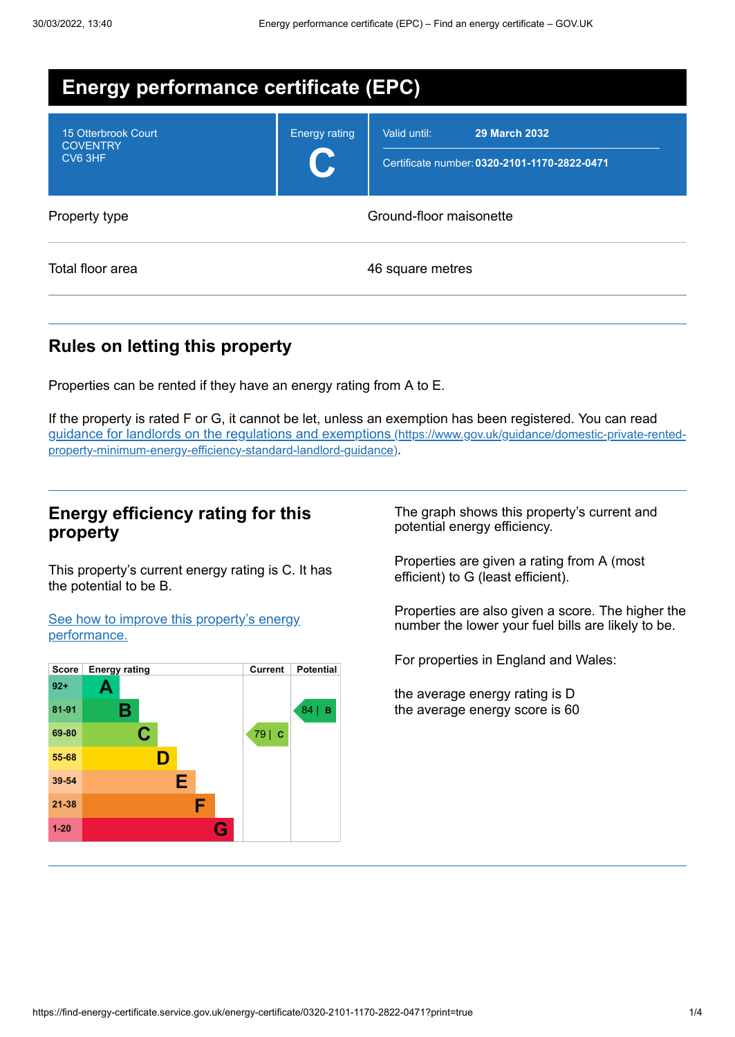# Energy performance certificate (EPC)

| 15 Otterbrook Court<br>COVENTRY<br>CV6 3HF | Energy rating<br>**C** | Valid until: **29 March 2032**<br>Certificate number: **0320-2101-1170-2822-0471** |
|---|---|---|

| | |
|---|---|
| Property type | Ground-floor maisonette |
| Total floor area | 46 square metres |

## Rules on letting this property

Properties can be rented if they have an energy rating from A to E.

If the property is rated F or G, it cannot be let, unless an exemption has been registered. You can read [guidance for landlords on the regulations and exemptions (https://www.gov.uk/guidance/domestic-private-rented-property-minimum-energy-efficiency-standard-landlord-guidance)](https://www.gov.uk/guidance/domestic-private-rented-property-minimum-energy-efficiency-standard-landlord-guidance).

## Energy efficiency rating for this property

This property's current energy rating is C. It has the potential to be B.

[See how to improve this property's energy performance.]()

| Score | Energy rating | Current | Potential |
|---|---|---|---|
| 92+ | A | | |
| 81-91 | B | | 84 \| B |
| 69-80 | C | 79 \| C | |
| 55-68 | D | | |
| 39-54 | E | | |
| 21-38 | F | | |
| 1-20 | G | | |

The graph shows this property's current and potential energy efficiency.

Properties are given a rating from A (most efficient) to G (least efficient).

Properties are also given a score. The higher the number the lower your fuel bills are likely to be.

For properties in England and Wales:

the average energy rating is D
the average energy score is 60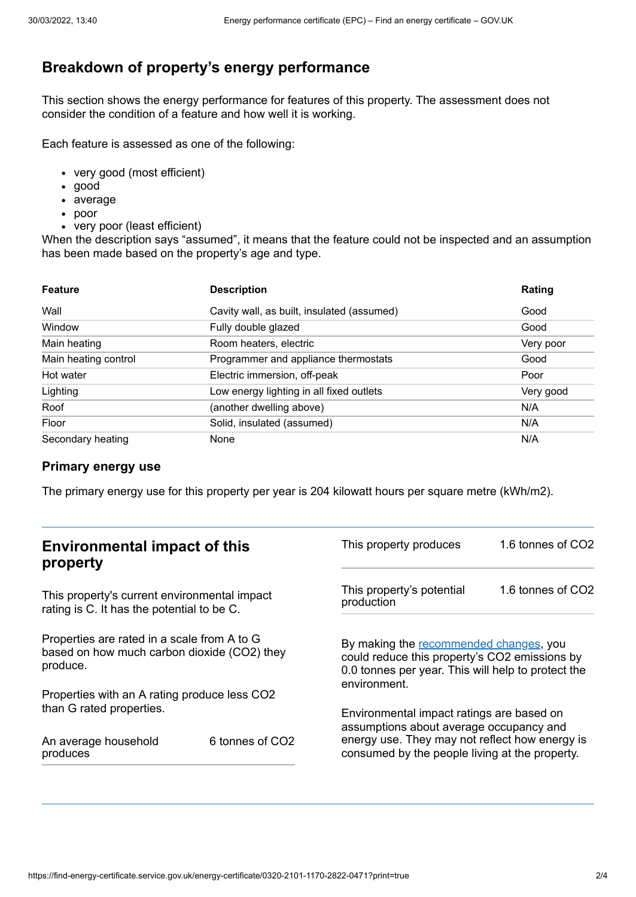## Breakdown of property's energy performance

This section shows the energy performance for features of this property. The assessment does not consider the condition of a feature and how well it is working.

Each feature is assessed as one of the following:

- very good (most efficient)
- good
- average
- poor
- very poor (least efficient)

When the description says "assumed", it means that the feature could not be inspected and an assumption has been made based on the property's age and type.

| Feature | Description | Rating |
|---|---|---|
| Wall | Cavity wall, as built, insulated (assumed) | Good |
| Window | Fully double glazed | Good |
| Main heating | Room heaters, electric | Very poor |
| Main heating control | Programmer and appliance thermostats | Good |
| Hot water | Electric immersion, off-peak | Poor |
| Lighting | Low energy lighting in all fixed outlets | Very good |
| Roof | (another dwelling above) | N/A |
| Floor | Solid, insulated (assumed) | N/A |
| Secondary heating | None | N/A |

### Primary energy use

The primary energy use for this property per year is 204 kilowatt hours per square metre (kWh/m2).

## Environmental impact of this property

This property's current environmental impact rating is C. It has the potential to be C.

Properties are rated in a scale from A to G based on how much carbon dioxide ($CO_2$) they produce.

Properties with an A rating produce less $CO_2$ than G rated properties.

| | |
|---|---|
| An average household produces | 6 tonnes of $CO_2$ |
| This property produces | 1.6 tonnes of $CO_2$ |
| This property's potential production | 1.6 tonnes of $CO_2$ |

By making the recommended changes, you could reduce this property's $CO_2$ emissions by 0.0 tonnes per year. This will help to protect the environment.

Environmental impact ratings are based on assumptions about average occupancy and energy use. They may not reflect how energy is consumed by the people living at the property.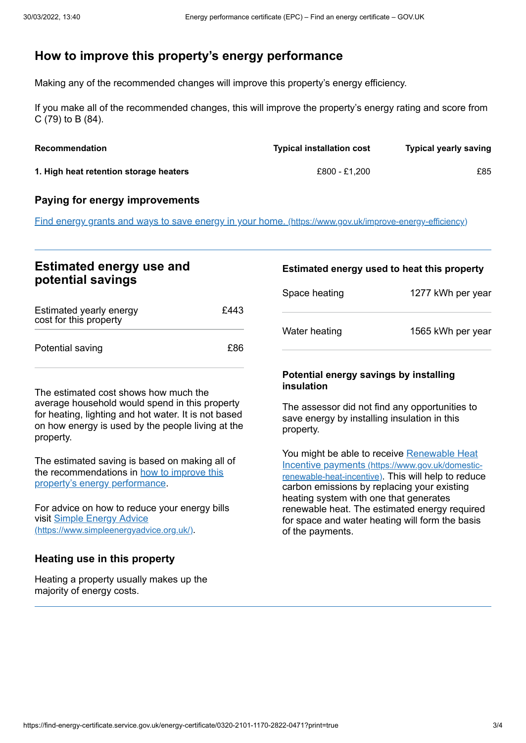## How to improve this property's energy performance

Making any of the recommended changes will improve this property's energy efficiency.

If you make all of the recommended changes, this will improve the property's energy rating and score from C (79) to B (84).

| Recommendation | Typical installation cost | Typical yearly saving |
| --- | --- | --- |
| **1. High heat retention storage heaters** | £800 - £1,200 | £85 |

### Paying for energy improvements

[Find energy grants and ways to save energy in your home. (https://www.gov.uk/improve-energy-efficiency)](https://www.gov.uk/improve-energy-efficiency)

## Estimated energy use and potential savings

| | |
| --- | --- |
| Estimated yearly energy cost for this property | £443 |
| Potential saving | £86 |

The estimated cost shows how much the average household would spend in this property for heating, lighting and hot water. It is not based on how energy is used by the people living at the property.

The estimated saving is based on making all of the recommendations in [how to improve this property's energy performance](#how-to-improve-this-propertys-energy-performance).

For advice on how to reduce your energy bills visit [Simple Energy Advice (https://www.simpleenergyadvice.org.uk/)](https://www.simpleenergyadvice.org.uk/).

### Heating use in this property

Heating a property usually makes up the majority of energy costs.

### Estimated energy used to heat this property

| | |
| --- | --- |
| Space heating | 1277 kWh per year |
| Water heating | 1565 kWh per year |

### Potential energy savings by installing insulation

The assessor did not find any opportunities to save energy by installing insulation in this property.

You might be able to receive [Renewable Heat Incentive payments (https://www.gov.uk/domestic-renewable-heat-incentive)](https://www.gov.uk/domestic-renewable-heat-incentive). This will help to reduce carbon emissions by replacing your existing heating system with one that generates renewable heat. The estimated energy required for space and water heating will form the basis of the payments.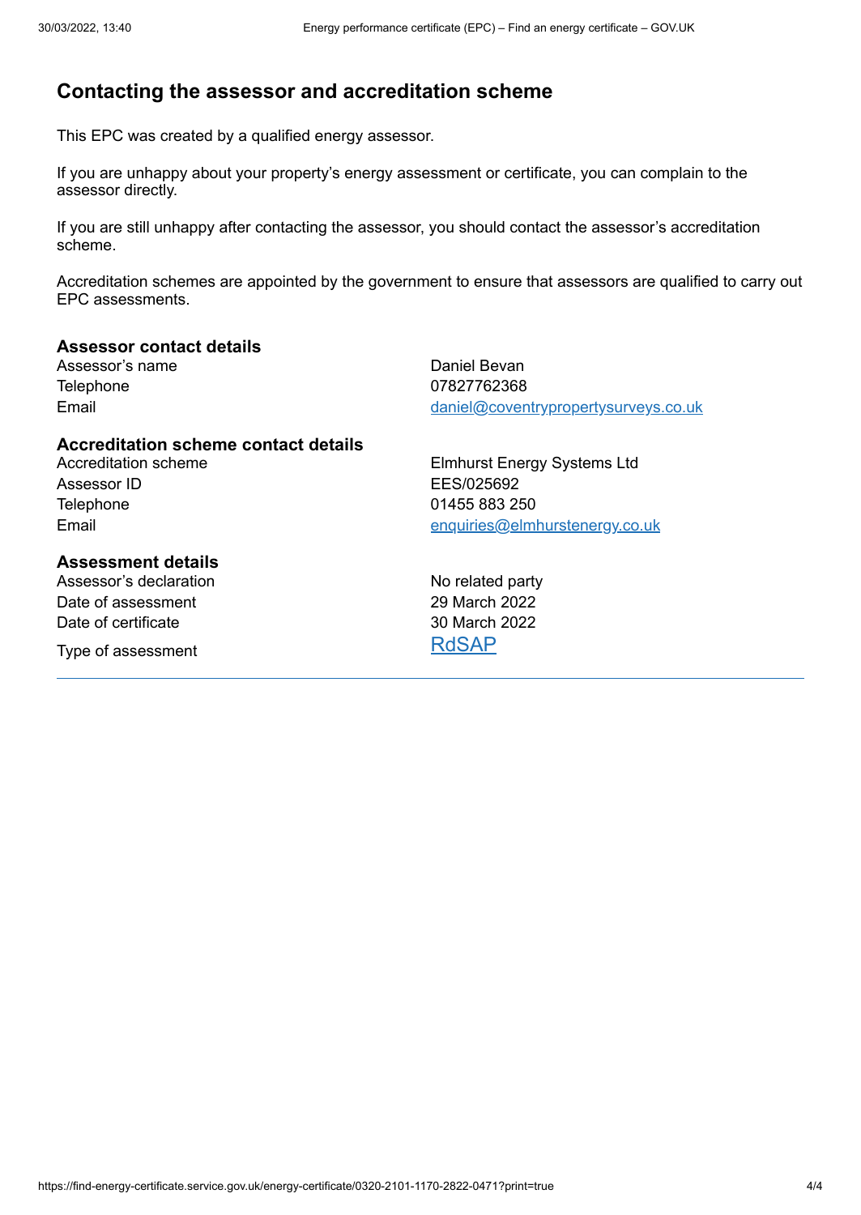## Contacting the assessor and accreditation scheme

This EPC was created by a qualified energy assessor.

If you are unhappy about your property's energy assessment or certificate, you can complain to the assessor directly.

If you are still unhappy after contacting the assessor, you should contact the assessor's accreditation scheme.

Accreditation schemes are appointed by the government to ensure that assessors are qualified to carry out EPC assessments.

### Assessor contact details

| | |
|---|---|
| Assessor's name | Daniel Bevan |
| Telephone | 07827762368 |
| Email | daniel@coventrypropertysurveys.co.uk |

### Accreditation scheme contact details

| | |
|---|---|
| Accreditation scheme | Elmhurst Energy Systems Ltd |
| Assessor ID | EES/025692 |
| Telephone | 01455 883 250 |
| Email | enquiries@elmhurstenergy.co.uk |

### Assessment details

| | |
|---|---|
| Assessor's declaration | No related party |
| Date of assessment | 29 March 2022 |
| Date of certificate | 30 March 2022 |
| Type of assessment | RdSAP |